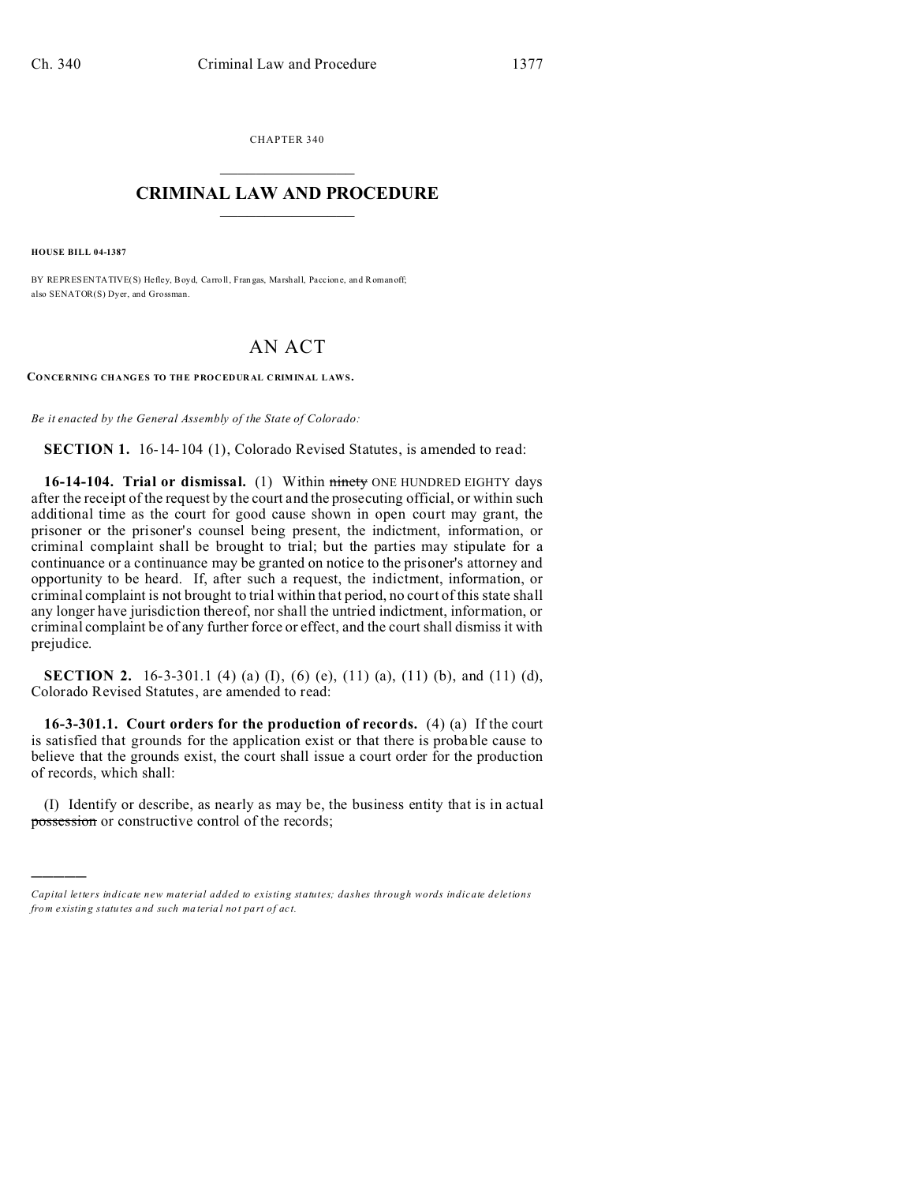CHAPTER 340

# CRIMINAL LAW AND PROCEDURE

**HOUSE BILL 04-1387**

BY REPRESENTATIVE(S) Hefley, Boyd, Carroll, Frangas, Marshall, Paccione, and Romanoff; also SENATOR(S) Dyer, and Grossman.

## AN ACT

**CONCERNING CHANGES TO THE PROCEDURAL CRIMINAL LAWS.**

*Be it enacted by the General Assembly of the State of Colorado:*

**SECTION 1.** 16-14-104 (1), Colorado Revised Statutes, is amended to read:

**16-14-104. Trial or dismissal.** (1) Within ~~ninety~~ ONE HUNDRED EIGHTY days after the receipt of the request by the court and the prosecuting official, or within such additional time as the court for good cause shown in open court may grant, the prisoner or the prisoner's counsel being present, the indictment, information, or criminal complaint shall be brought to trial; but the parties may stipulate for a continuance or a continuance may be granted on notice to the prisoner's attorney and opportunity to be heard. If, after such a request, the indictment, information, or criminal complaint is not brought to trial within that period, no court of this state shall any longer have jurisdiction thereof, nor shall the untried indictment, information, or criminal complaint be of any further force or effect, and the court shall dismiss it with prejudice.

**SECTION 2.** 16-3-301.1 (4) (a) (I), (6) (e), (11) (a), (11) (b), and (11) (d), Colorado Revised Statutes, are amended to read:

**16-3-301.1. Court orders for the production of records.** (4) (a) If the court is satisfied that grounds for the application exist or that there is probable cause to believe that the grounds exist, the court shall issue a court order for the production of records, which shall:

(I) Identify or describe, as nearly as may be, the business entity that is in actual ~~possession~~ or constructive control of the records;

---

*Capital letters indicate new material added to existing statutes; dashes through words indicate deletions from existing statutes and such material not part of act.*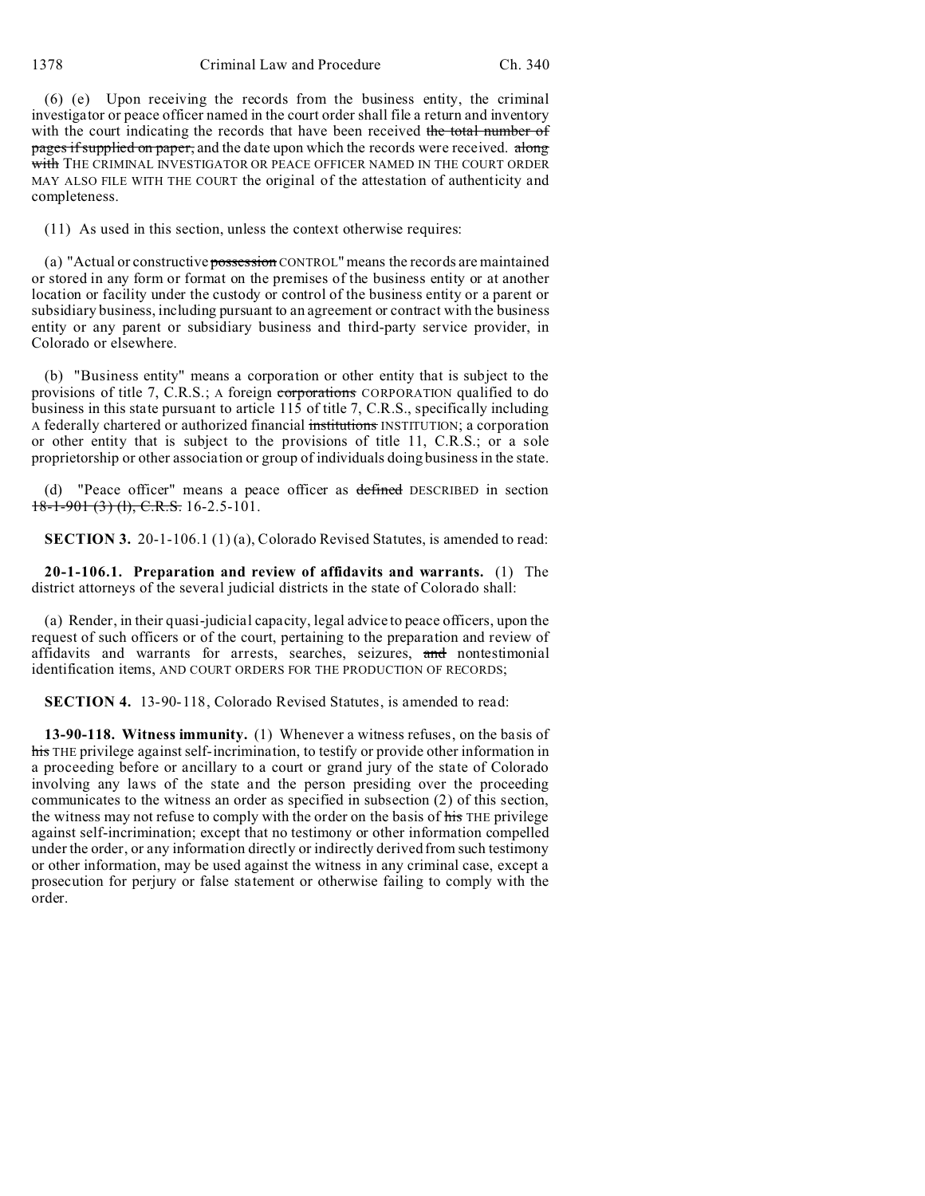(6) (e) Upon receiving the records from the business entity, the criminal investigator or peace officer named in the court order shall file a return and inventory with the court indicating the records that have been received ~~the total number of pages if supplied on paper,~~ and the date upon which the records were received. ~~along with~~ THE CRIMINAL INVESTIGATOR OR PEACE OFFICER NAMED IN THE COURT ORDER MAY ALSO FILE WITH THE COURT the original of the attestation of authenticity and completeness.

(11) As used in this section, unless the context otherwise requires:

(a) "Actual or constructive ~~possession~~ CONTROL" means the records are maintained or stored in any form or format on the premises of the business entity or at another location or facility under the custody or control of the business entity or a parent or subsidiary business, including pursuant to an agreement or contract with the business entity or any parent or subsidiary business and third-party service provider, in Colorado or elsewhere.

(b) "Business entity" means a corporation or other entity that is subject to the provisions of title 7, C.R.S.; A foreign ~~corporations~~ CORPORATION qualified to do business in this state pursuant to article 115 of title 7, C.R.S., specifically including A federally chartered or authorized financial ~~institutions~~ INSTITUTION; a corporation or other entity that is subject to the provisions of title 11, C.R.S.; or a sole proprietorship or other association or group of individuals doing business in the state.

(d) "Peace officer" means a peace officer as ~~defined~~ DESCRIBED in section ~~18-1-901 (3) (l), C.R.S.~~ 16-2.5-101.

**SECTION 3.** 20-1-106.1 (1) (a), Colorado Revised Statutes, is amended to read:

**20-1-106.1. Preparation and review of affidavits and warrants.** (1) The district attorneys of the several judicial districts in the state of Colorado shall:

(a) Render, in their quasi-judicial capacity, legal advice to peace officers, upon the request of such officers or of the court, pertaining to the preparation and review of affidavits and warrants for arrests, searches, seizures, ~~and~~ nontestimonial identification items, AND COURT ORDERS FOR THE PRODUCTION OF RECORDS;

**SECTION 4.** 13-90-118, Colorado Revised Statutes, is amended to read:

**13-90-118. Witness immunity.** (1) Whenever a witness refuses, on the basis of ~~his~~ THE privilege against self-incrimination, to testify or provide other information in a proceeding before or ancillary to a court or grand jury of the state of Colorado involving any laws of the state and the person presiding over the proceeding communicates to the witness an order as specified in subsection (2) of this section, the witness may not refuse to comply with the order on the basis of ~~his~~ THE privilege against self-incrimination; except that no testimony or other information compelled under the order, or any information directly or indirectly derived from such testimony or other information, may be used against the witness in any criminal case, except a prosecution for perjury or false statement or otherwise failing to comply with the order.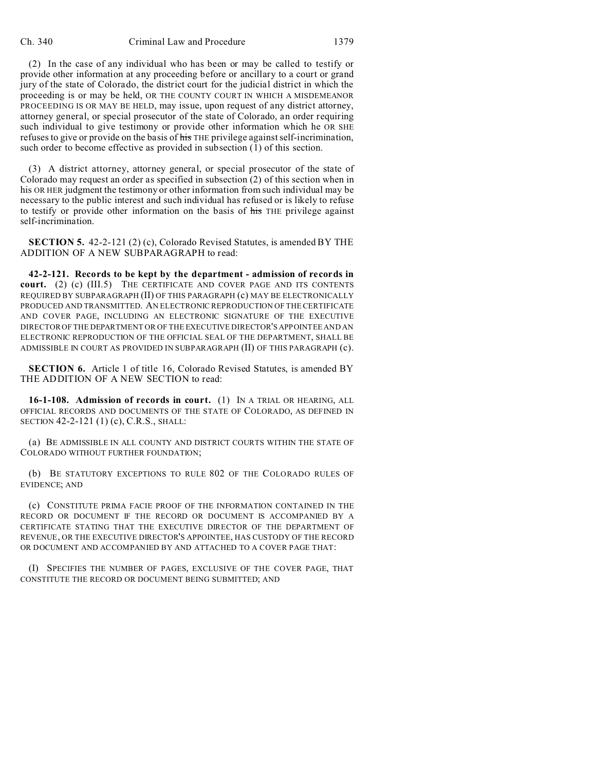(2) In the case of any individual who has been or may be called to testify or provide other information at any proceeding before or ancillary to a court or grand jury of the state of Colorado, the district court for the judicial district in which the proceeding is or may be held, OR THE COUNTY COURT IN WHICH A MISDEMEANOR PROCEEDING IS OR MAY BE HELD, may issue, upon request of any district attorney, attorney general, or special prosecutor of the state of Colorado, an order requiring such individual to give testimony or provide other information which he OR SHE refuses to give or provide on the basis of ~~his~~ THE privilege against self-incrimination, such order to become effective as provided in subsection (1) of this section.

(3) A district attorney, attorney general, or special prosecutor of the state of Colorado may request an order as specified in subsection (2) of this section when in his OR HER judgment the testimony or other information from such individual may be necessary to the public interest and such individual has refused or is likely to refuse to testify or provide other information on the basis of ~~his~~ THE privilege against self-incrimination.

**SECTION 5.** 42-2-121 (2) (c), Colorado Revised Statutes, is amended BY THE ADDITION OF A NEW SUBPARAGRAPH to read:

**42-2-121. Records to be kept by the department - admission of records in court.** (2) (c) (III.5) THE CERTIFICATE AND COVER PAGE AND ITS CONTENTS REQUIRED BY SUBPARAGRAPH (II) OF THIS PARAGRAPH (c) MAY BE ELECTRONICALLY PRODUCED AND TRANSMITTED. AN ELECTRONIC REPRODUCTION OF THE CERTIFICATE AND COVER PAGE, INCLUDING AN ELECTRONIC SIGNATURE OF THE EXECUTIVE DIRECTOR OF THE DEPARTMENT OR OF THE EXECUTIVE DIRECTOR'S APPOINTEE AND AN ELECTRONIC REPRODUCTION OF THE OFFICIAL SEAL OF THE DEPARTMENT, SHALL BE ADMISSIBLE IN COURT AS PROVIDED IN SUBPARAGRAPH (II) OF THIS PARAGRAPH (c).

**SECTION 6.** Article 1 of title 16, Colorado Revised Statutes, is amended BY THE ADDITION OF A NEW SECTION to read:

**16-1-108. Admission of records in court.** (1) IN A TRIAL OR HEARING, ALL OFFICIAL RECORDS AND DOCUMENTS OF THE STATE OF COLORADO, AS DEFINED IN SECTION 42-2-121 (1) (c), C.R.S., SHALL:

(a) BE ADMISSIBLE IN ALL COUNTY AND DISTRICT COURTS WITHIN THE STATE OF COLORADO WITHOUT FURTHER FOUNDATION;

(b) BE STATUTORY EXCEPTIONS TO RULE 802 OF THE COLORADO RULES OF EVIDENCE; AND

(c) CONSTITUTE PRIMA FACIE PROOF OF THE INFORMATION CONTAINED IN THE RECORD OR DOCUMENT IF THE RECORD OR DOCUMENT IS ACCOMPANIED BY A CERTIFICATE STATING THAT THE EXECUTIVE DIRECTOR OF THE DEPARTMENT OF REVENUE, OR THE EXECUTIVE DIRECTOR'S APPOINTEE, HAS CUSTODY OF THE RECORD OR DOCUMENT AND ACCOMPANIED BY AND ATTACHED TO A COVER PAGE THAT:

(I) SPECIFIES THE NUMBER OF PAGES, EXCLUSIVE OF THE COVER PAGE, THAT CONSTITUTE THE RECORD OR DOCUMENT BEING SUBMITTED; AND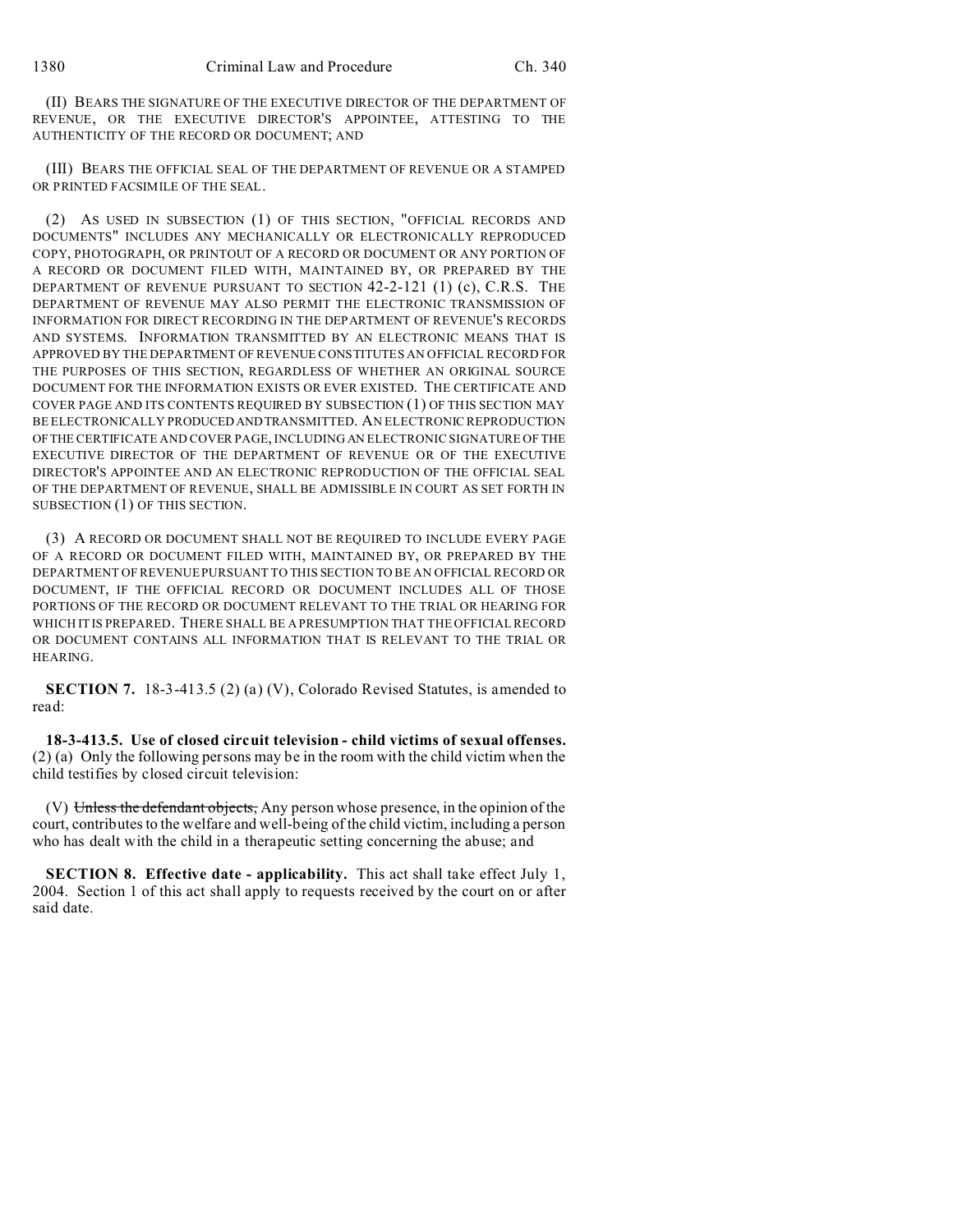(II) BEARS THE SIGNATURE OF THE EXECUTIVE DIRECTOR OF THE DEPARTMENT OF REVENUE, OR THE EXECUTIVE DIRECTOR'S APPOINTEE, ATTESTING TO THE AUTHENTICITY OF THE RECORD OR DOCUMENT; AND

(III) BEARS THE OFFICIAL SEAL OF THE DEPARTMENT OF REVENUE OR A STAMPED OR PRINTED FACSIMILE OF THE SEAL.

(2) AS USED IN SUBSECTION (1) OF THIS SECTION, "OFFICIAL RECORDS AND DOCUMENTS" INCLUDES ANY MECHANICALLY OR ELECTRONICALLY REPRODUCED COPY, PHOTOGRAPH, OR PRINTOUT OF A RECORD OR DOCUMENT OR ANY PORTION OF A RECORD OR DOCUMENT FILED WITH, MAINTAINED BY, OR PREPARED BY THE DEPARTMENT OF REVENUE PURSUANT TO SECTION 42-2-121 (1) (c), C.R.S. THE DEPARTMENT OF REVENUE MAY ALSO PERMIT THE ELECTRONIC TRANSMISSION OF INFORMATION FOR DIRECT RECORDING IN THE DEPARTMENT OF REVENUE'S RECORDS AND SYSTEMS. INFORMATION TRANSMITTED BY AN ELECTRONIC MEANS THAT IS APPROVED BY THE DEPARTMENT OF REVENUE CONSTITUTES AN OFFICIAL RECORD FOR THE PURPOSES OF THIS SECTION, REGARDLESS OF WHETHER AN ORIGINAL SOURCE DOCUMENT FOR THE INFORMATION EXISTS OR EVER EXISTED. THE CERTIFICATE AND COVER PAGE AND ITS CONTENTS REQUIRED BY SUBSECTION (1) OF THIS SECTION MAY BE ELECTRONICALLY PRODUCED AND TRANSMITTED. AN ELECTRONIC REPRODUCTION OF THE CERTIFICATE AND COVER PAGE, INCLUDING AN ELECTRONIC SIGNATURE OF THE EXECUTIVE DIRECTOR OF THE DEPARTMENT OF REVENUE OR OF THE EXECUTIVE DIRECTOR'S APPOINTEE AND AN ELECTRONIC REPRODUCTION OF THE OFFICIAL SEAL OF THE DEPARTMENT OF REVENUE, SHALL BE ADMISSIBLE IN COURT AS SET FORTH IN SUBSECTION (1) OF THIS SECTION.

(3) A RECORD OR DOCUMENT SHALL NOT BE REQUIRED TO INCLUDE EVERY PAGE OF A RECORD OR DOCUMENT FILED WITH, MAINTAINED BY, OR PREPARED BY THE DEPARTMENT OF REVENUE PURSUANT TO THIS SECTION TO BE AN OFFICIAL RECORD OR DOCUMENT, IF THE OFFICIAL RECORD OR DOCUMENT INCLUDES ALL OF THOSE PORTIONS OF THE RECORD OR DOCUMENT RELEVANT TO THE TRIAL OR HEARING FOR WHICH IT IS PREPARED. THERE SHALL BE A PRESUMPTION THAT THE OFFICIAL RECORD OR DOCUMENT CONTAINS ALL INFORMATION THAT IS RELEVANT TO THE TRIAL OR HEARING.

**SECTION 7.** 18-3-413.5 (2) (a) (V), Colorado Revised Statutes, is amended to read:

**18-3-413.5. Use of closed circuit television - child victims of sexual offenses.** (2) (a) Only the following persons may be in the room with the child victim when the child testifies by closed circuit television:

(V) ~~Unless the defendant objects,~~ Any person whose presence, in the opinion of the court, contributes to the welfare and well-being of the child victim, including a person who has dealt with the child in a therapeutic setting concerning the abuse; and

**SECTION 8. Effective date - applicability.** This act shall take effect July 1, 2004. Section 1 of this act shall apply to requests received by the court on or after said date.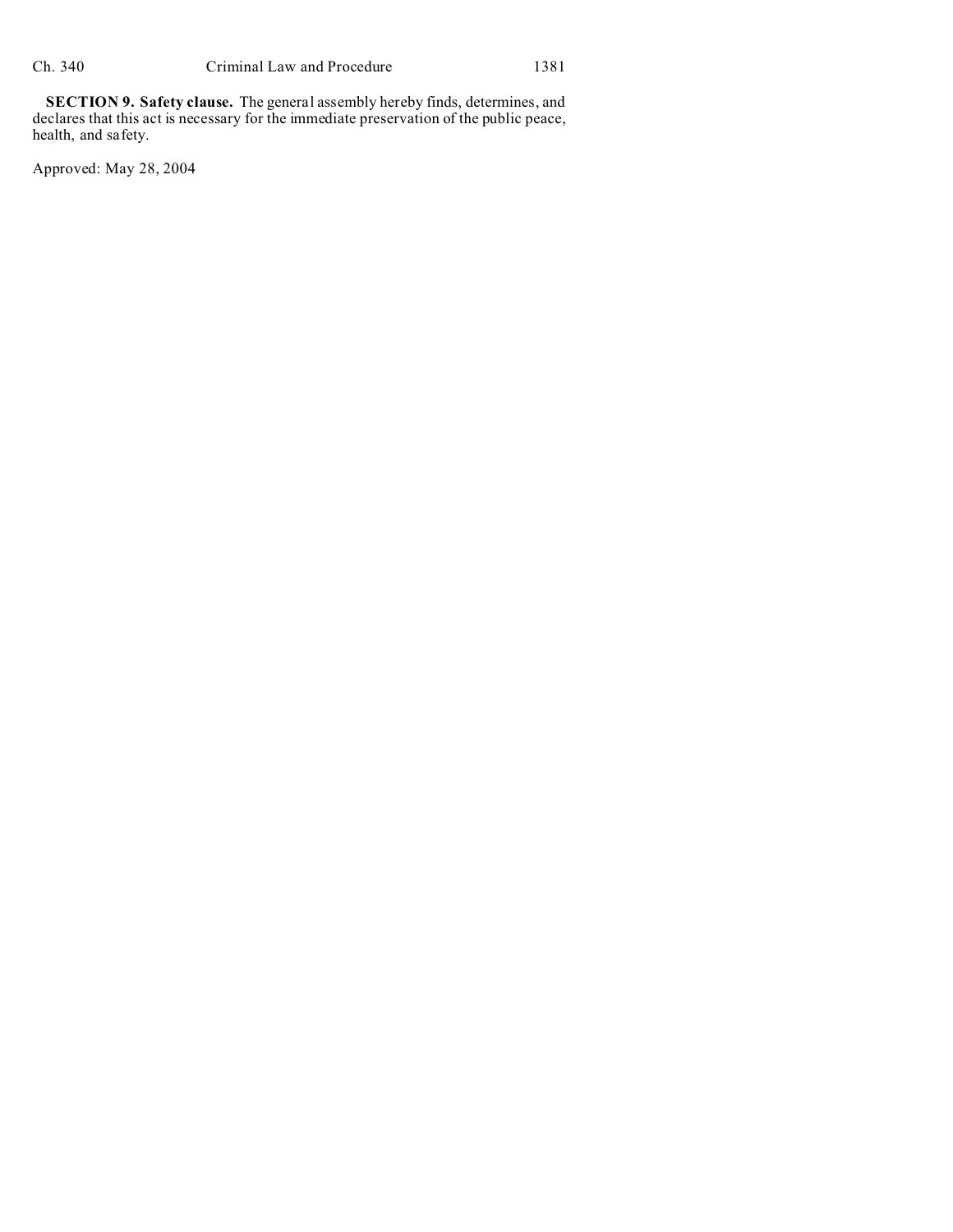**SECTION 9. Safety clause.** The general assembly hereby finds, determines, and declares that this act is necessary for the immediate preservation of the public peace, health, and safety.

Approved: May 28, 2004